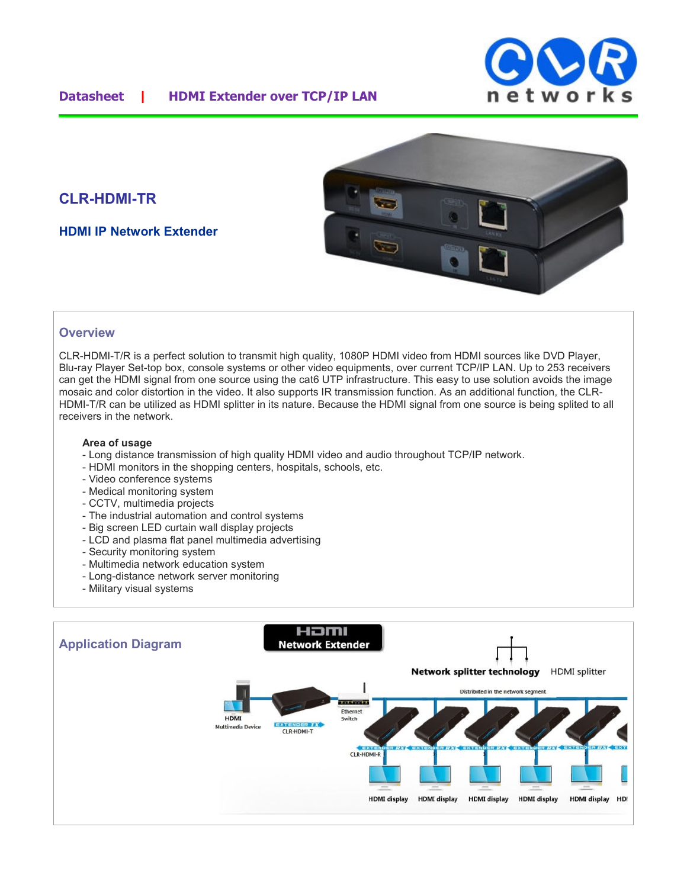Datasheet | HDMI Extender over TCP/IP LAN

# CLR-HDMI-TR

## HDMI IP Network Extender

## Overview

CLR-HDMI-T/R is a perfect solution to transmit high quality, 1080P HDMI video from HDMI sources like DVD Player, Blu-ray Player Set-top box, console systems or other video equipments, over current TCP/IP LAN. Up to 253 receivers can get the HDMI signal from one source using the cat6 UTP infrastructure. This easy to use solution avoids the image mosaic and color distortion in the video. It also supports IR transmission function. As an additional function, the CLR-HDMI-T/R can be utilized as HDMI splitter in its nature. Because the HDMI signal from one source is being splited to all receivers in the network.

**Area of usage**

- Long distance transmission of high quality HDMI video and audio throughout TCP/IP network.
- HDMI monitors in the shopping centers, hospitals, schools, etc.
- Video conference systems
- Medical monitoring system
- CCTV, multimedia projects
- The industrial automation and control systems
- Big screen LED curtain wall display projects
- LCD and plasma flat panel multimedia advertising
- Security monitoring system
- Multimedia network education system
- Long-distance network server monitoring
- Military visual systems

## Application Diagram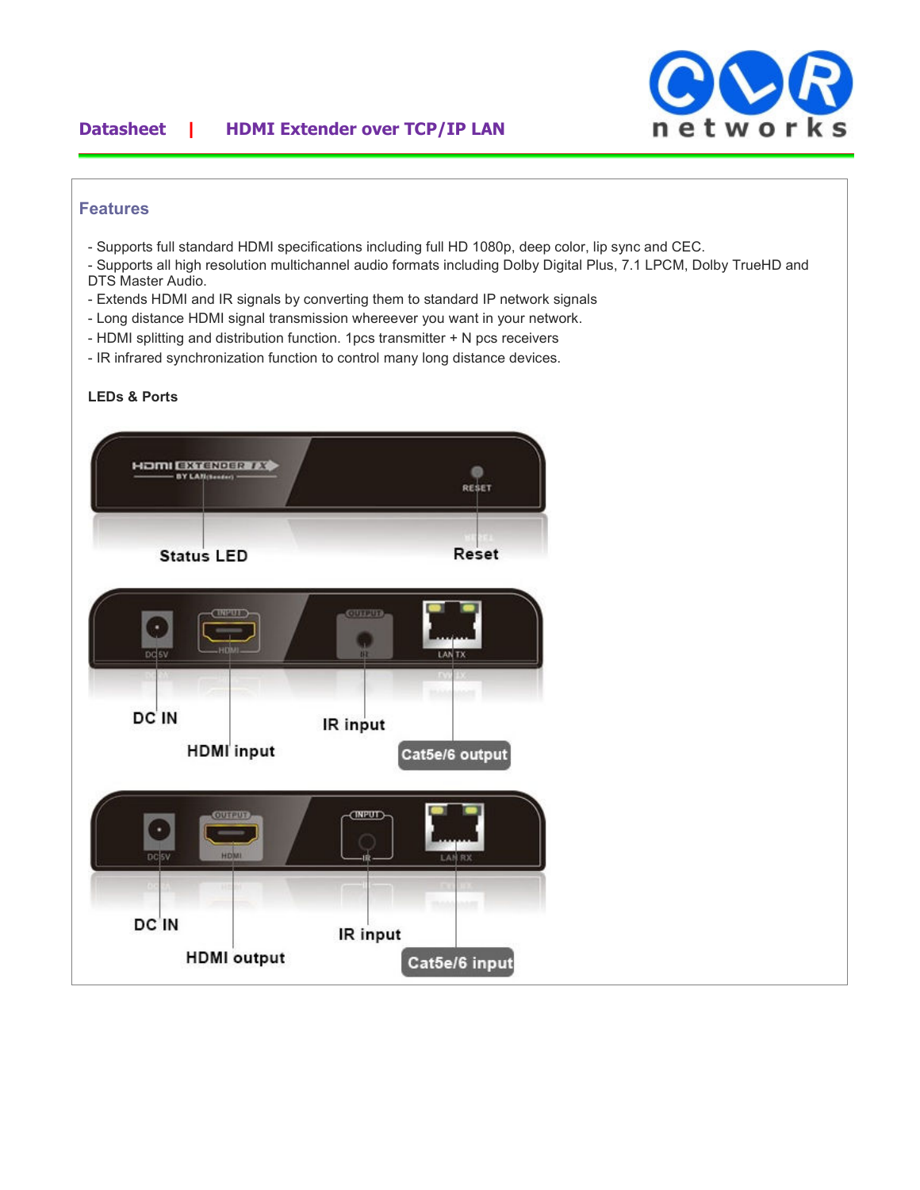## Features

- Supports full standard HDMI specifications including full HD 1080p, deep color, lip sync and CEC.
- Supports all high resolution multichannel audio formats including Dolby Digital Plus, 7.1 LPCM, Dolby TrueHD and DTS Master Audio.
- Extends HDMI and IR signals by converting them to standard IP network signals
- Long distance HDMI signal transmission whereever you want in your network.
- HDMI splitting and distribution function. 1pcs transmitter + N pcs receivers
- IR infrared synchronization function to control many long distance devices.

**LEDs & Ports**

Status LED

Reset

DC IN

HDMI input

IR input

Cat5e/6 output

DC IN

HDMI output

IR input

Cat5e/6 input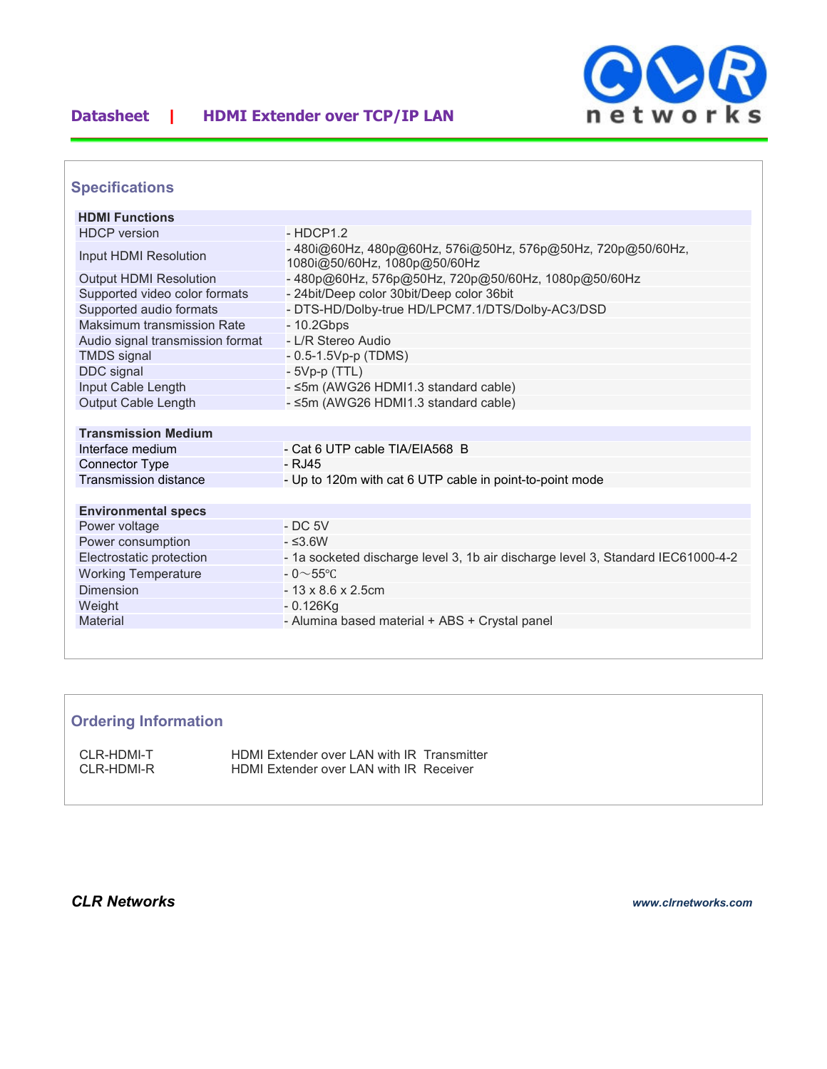## Specifications

| | |
|---|---|
| **HDMI Functions** | |
| HDCP version | - HDCP1.2 |
| Input HDMI Resolution | - 480i@60Hz, 480p@60Hz, 576i@50Hz, 576p@50Hz, 720p@50/60Hz, 1080i@50/60Hz, 1080p@50/60Hz |
| Output HDMI Resolution | - 480p@60Hz, 576p@50Hz, 720p@50/60Hz, 1080p@50/60Hz |
| Supported video color formats | - 24bit/Deep color 30bit/Deep color 36bit |
| Supported audio formats | - DTS-HD/Dolby-true HD/LPCM7.1/DTS/Dolby-AC3/DSD |
| Maksimum transmission Rate | - 10.2Gbps |
| Audio signal transmission format | - L/R Stereo Audio |
| TMDS signal | - 0.5-1.5Vp-p (TDMS) |
| DDC signal | - 5Vp-p (TTL) |
| Input Cable Length | - ≤5m (AWG26 HDMI1.3 standard cable) |
| Output Cable Length | - ≤5m (AWG26 HDMI1.3 standard cable) |
| | |
| **Transmission Medium** | |
| Interface medium | - Cat 6 UTP cable TIA/EIA568 B |
| Connector Type | - RJ45 |
| Transmission distance | - Up to 120m with cat 6 UTP cable in point-to-point mode |
| | |
| **Environmental specs** | |
| Power voltage | - DC 5V |
| Power consumption | - ≤3.6W |
| Electrostatic protection | - 1a socketed discharge level 3, 1b air discharge level 3, Standard IEC61000-4-2 |
| Working Temperature | - 0～55℃ |
| Dimension | - 13 x 8.6 x 2.5cm |
| Weight | - 0.126Kg |
| Material | - Alumina based material + ABS + Crystal panel |

## Ordering Information

| | |
|---|---|
| CLR-HDMI-T | HDMI Extender over LAN with IR Transmitter |
| CLR-HDMI-R | HDMI Extender over LAN with IR Receiver |